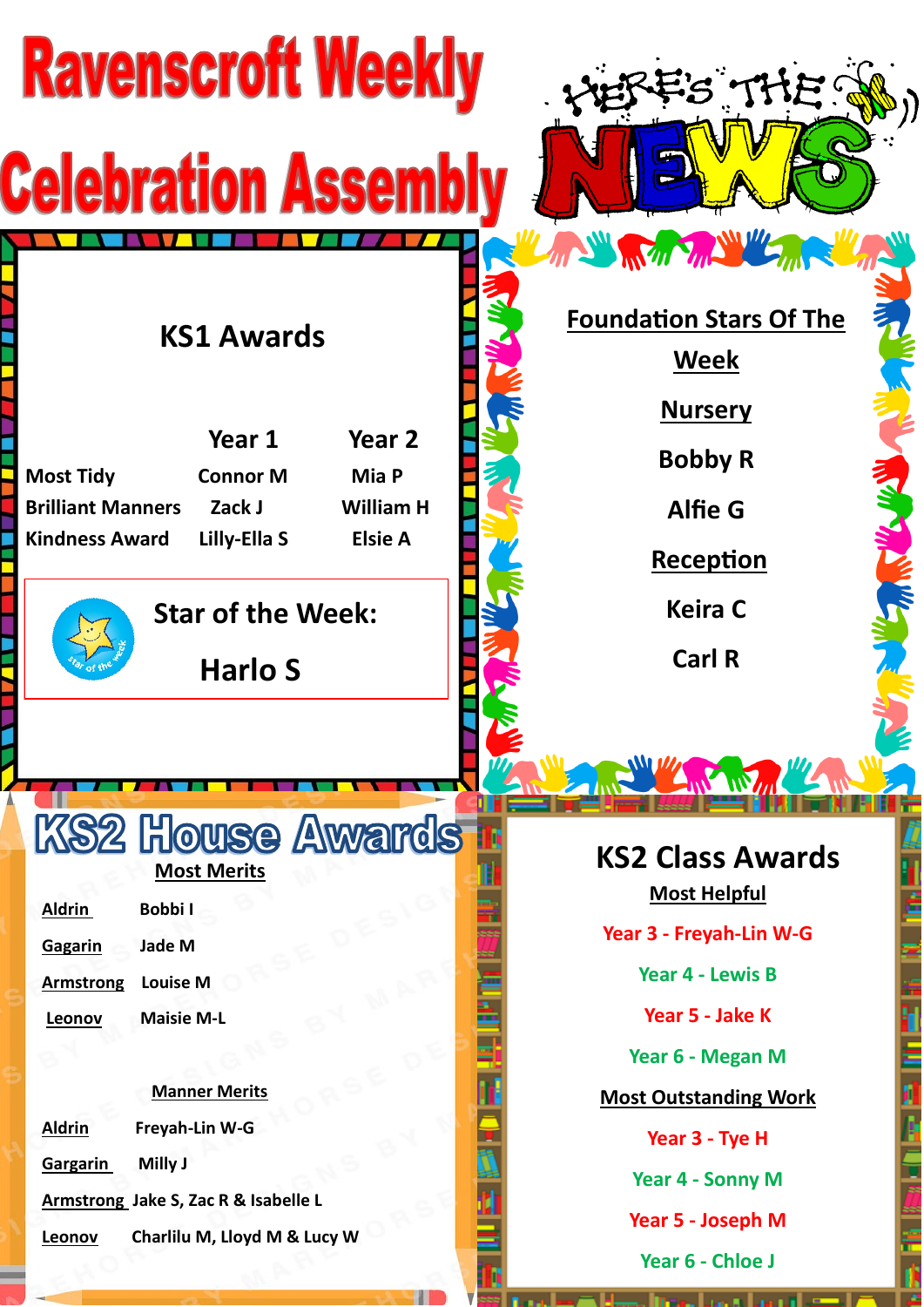# Ravenscroft Weekly Celebration Assembly

## HERE'S THE NEWS

## KS1 Awards

| | Year 1 | Year 2 |
|---|---|---|
| Most Tidy | Connor M | Mia P |
| Brilliant Manners | Zack J | William H |
| Kindness Award | Lilly-Ella S | Elsie A |

**Star of the Week:**

**Harlo S**

## Foundation Stars Of The Week

**Nursery**

Bobby R

Alfie G

**Reception**

Keira C

Carl R

## KS2 House Awards

**Most Merits**

| | |
|---|---|
| Aldrin | Bobbi I |
| Gagarin | Jade M |
| Armstrong | Louise M |
| Leonov | Maisie M-L |

**Manner Merits**

| | |
|---|---|
| Aldrin | Freyah-Lin W-G |
| Gargarin | Milly J |
| Armstrong | Jake S, Zac R & Isabelle L |
| Leonov | Charlilu M, Lloyd M & Lucy W |

## KS2 Class Awards

**Most Helpful**

Year 3 - Freyah-Lin W-G

Year 4 - Lewis B

Year 5 - Jake K

Year 6 - Megan M

**Most Outstanding Work**

Year 3 - Tye H

Year 4 - Sonny M

Year 5 - Joseph M

Year 6 - Chloe J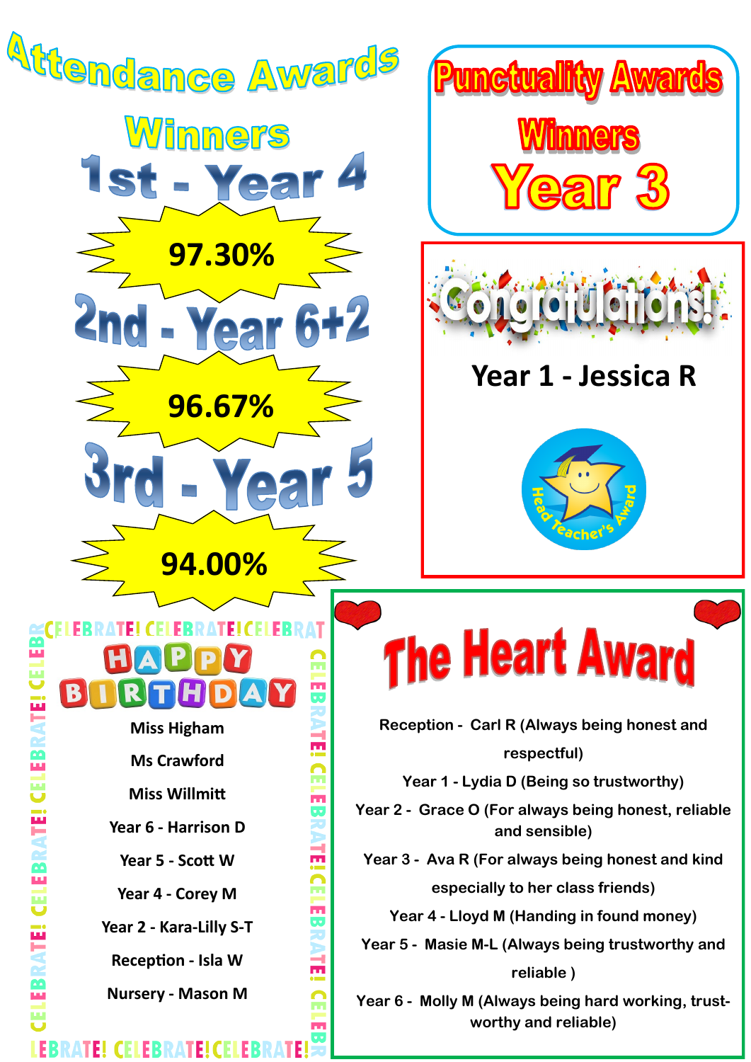# Attendance Awards

## Winners

### 1st - Year 4

97.30%

### 2nd - Year 6+2

96.67%

### 3rd - Year 5

94.00%

# Punctuality Awards

## Winners

## Year 3

# Congratulations!

Year 1 - Jessica R

Head Teacher's Award

# HAPPY BIRTHDAY

Miss Higham

Ms Crawford

Miss Willmitt

Year 6 - Harrison D

Year 5 - Scott W

Year 4 - Corey M

Year 2 - Kara-Lilly S-T

Reception - Isla W

Nursery - Mason M

# The Heart Award

Reception - Carl R (Always being honest and respectful)

Year 1 - Lydia D (Being so trustworthy)

Year 2 - Grace O (For always being honest, reliable and sensible)

Year 3 - Ava R (For always being honest and kind especially to her class friends)

Year 4 - Lloyd M (Handing in found money)

Year 5 - Masie M-L (Always being trustworthy and reliable )

Year 6 - Molly M (Always being hard working, trust-worthy and reliable)